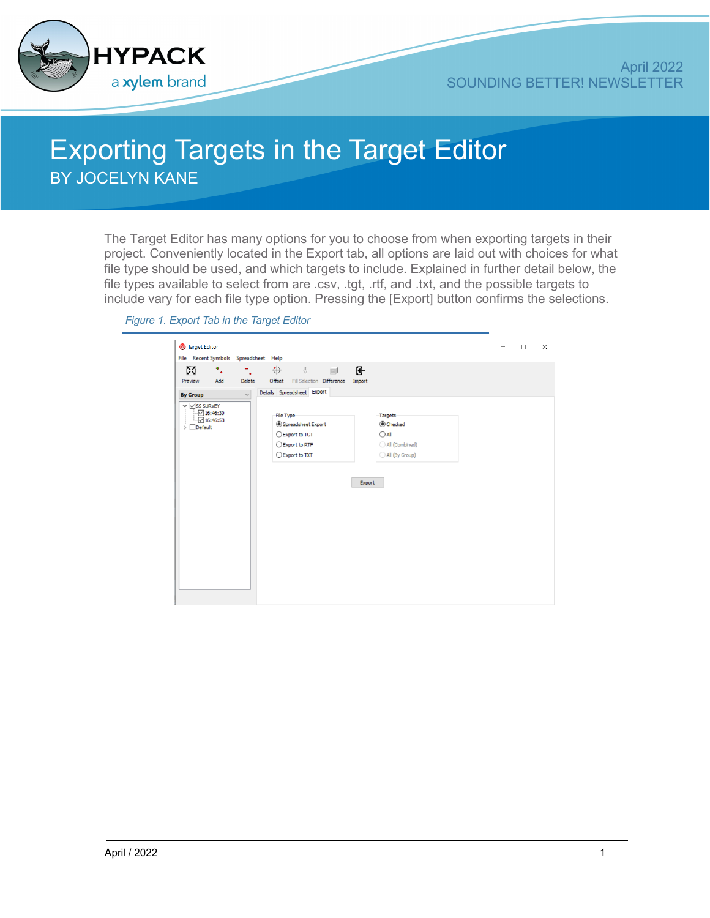April 2022
SOUNDING BETTER! NEWSLETTER

# Exporting Targets in the Target Editor

BY JOCELYN KANE

The Target Editor has many options for you to choose from when exporting targets in their project. Conveniently located in the Export tab, all options are laid out with choices for what file type should be used, and which targets to include. Explained in further detail below, the file types available to select from are .csv, .tgt, .rtf, and .txt, and the possible targets to include vary for each file type option. Pressing the [Export] button confirms the selections.

*Figure 1. Export Tab in the Target Editor*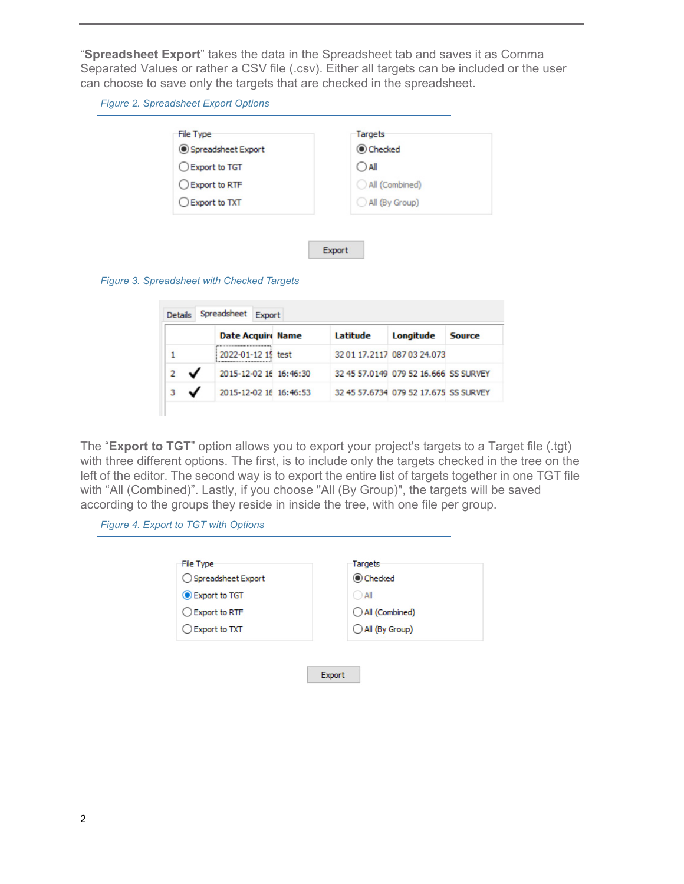"**Spreadsheet Export**" takes the data in the Spreadsheet tab and saves it as Comma Separated Values or rather a CSV file (.csv). Either all targets can be included or the user can choose to save only the targets that are checked in the spreadsheet.

*Figure 2. Spreadsheet Export Options*

*Figure 3. Spreadsheet with Checked Targets*

The "**Export to TGT**" option allows you to export your project's targets to a Target file (.tgt) with three different options. The first, is to include only the targets checked in the tree on the left of the editor. The second way is to export the entire list of targets together in one TGT file with "All (Combined)". Lastly, if you choose "All (By Group)", the targets will be saved according to the groups they reside in inside the tree, with one file per group.

*Figure 4. Export to TGT with Options*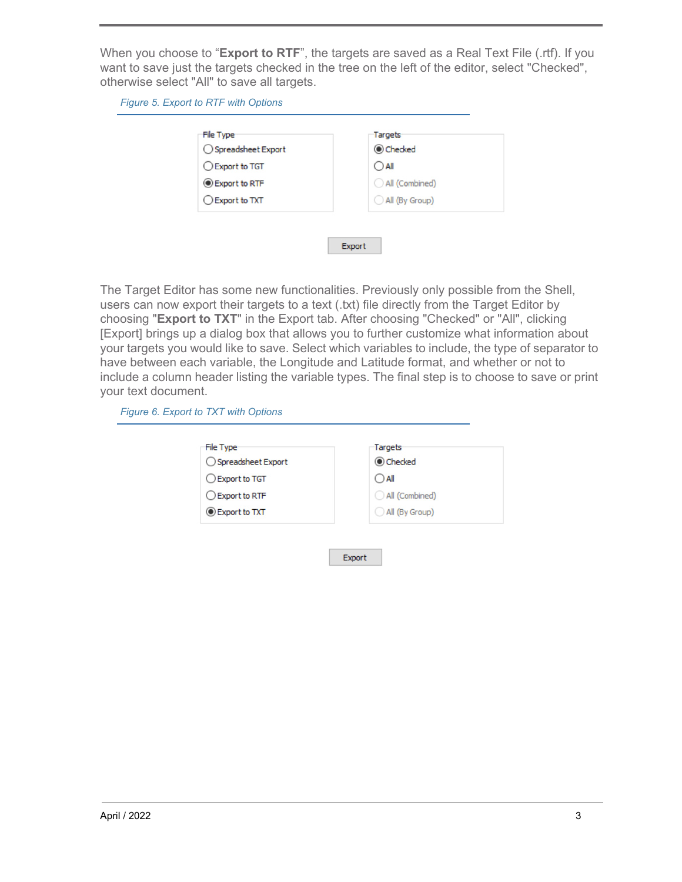When you choose to "**Export to RTF**", the targets are saved as a Real Text File (.rtf). If you want to save just the targets checked in the tree on the left of the editor, select "Checked", otherwise select "All" to save all targets.

*Figure 5. Export to RTF with Options*

The Target Editor has some new functionalities. Previously only possible from the Shell, users can now export their targets to a text (.txt) file directly from the Target Editor by choosing "**Export to TXT**" in the Export tab. After choosing "Checked" or "All", clicking [Export] brings up a dialog box that allows you to further customize what information about your targets you would like to save. Select which variables to include, the type of separator to have between each variable, the Longitude and Latitude format, and whether or not to include a column header listing the variable types. The final step is to choose to save or print your text document.

*Figure 6. Export to TXT with Options*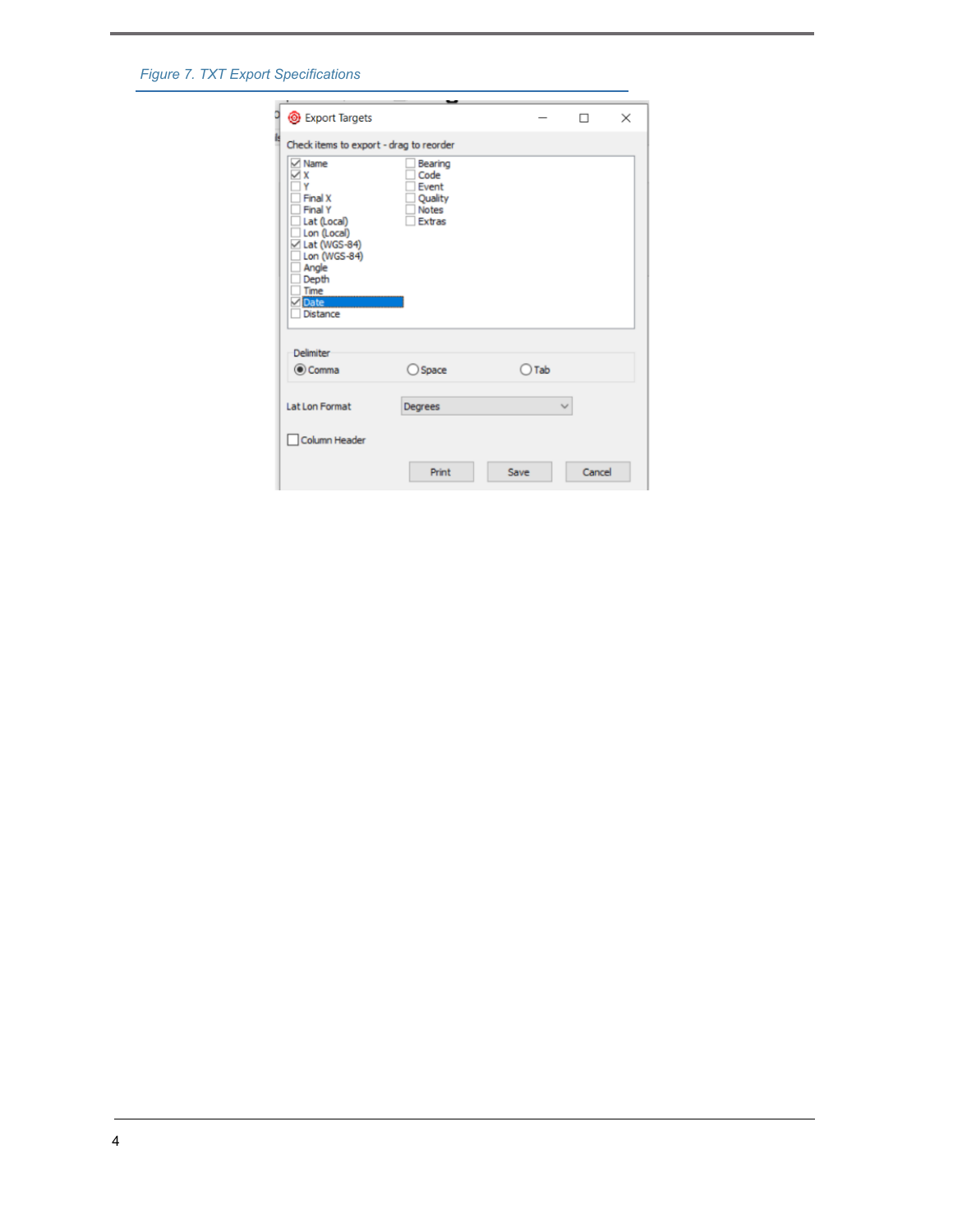*Figure 7. TXT Export Specifications*